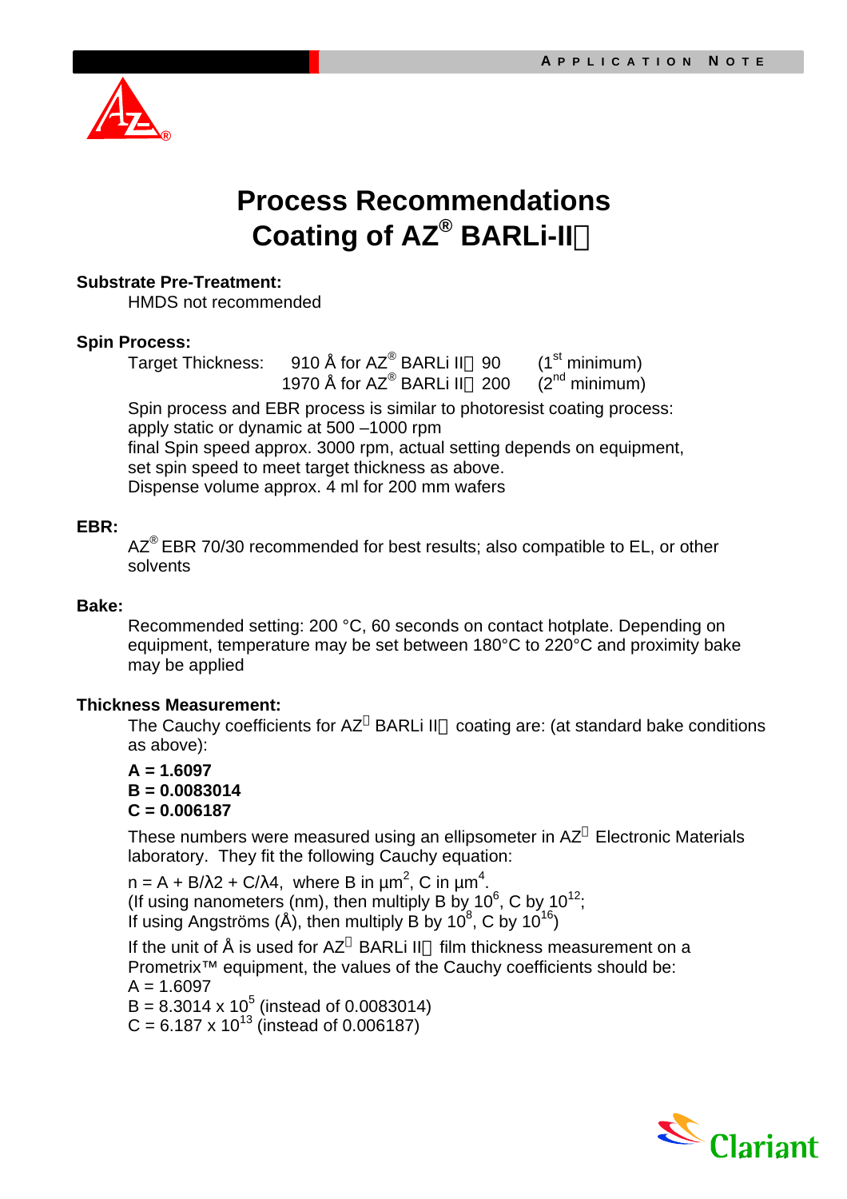# Process Recommendations
# Coating of AZ® BARLi-II

**Substrate Pre-Treatment:**

HMDS not recommended

**Spin Process:**

Target Thickness: 910 Å for AZ® BARLi II 90 (1st minimum)
1970 Å for AZ® BARLi II 200 (2nd minimum)

Spin process and EBR process is similar to photoresist coating process:
apply static or dynamic at 500 –1000 rpm
final Spin speed approx. 3000 rpm, actual setting depends on equipment, set spin speed to meet target thickness as above.
Dispense volume approx. 4 ml for 200 mm wafers

**EBR:**

AZ® EBR 70/30 recommended for best results; also compatible to EL, or other solvents

**Bake:**

Recommended setting: 200 °C, 60 seconds on contact hotplate. Depending on equipment, temperature may be set between 180°C to 220°C and proximity bake may be applied

**Thickness Measurement:**

The Cauchy coefficients for AZ BARLi II coating are: (at standard bake conditions as above):

**A = 1.6097**
**B = 0.0083014**
**C = 0.006187**

These numbers were measured using an ellipsometer in AZ Electronic Materials laboratory. They fit the following Cauchy equation:

$n = A + B/\lambda 2 + C/\lambda 4$, where B in $\mu m^2$, C in $\mu m^4$.
(If using nanometers (nm), then multiply B by $10^6$, C by $10^{12}$;
If using Angströms (Å), then multiply B by $10^8$, C by $10^{16}$)

If the unit of Å is used for AZ BARLi II film thickness measurement on a Prometrix™ equipment, the values of the Cauchy coefficients should be:
A = 1.6097
B = $8.3014 \times 10^5$ (instead of 0.0083014)
C = $6.187 \times 10^{13}$ (instead of 0.006187)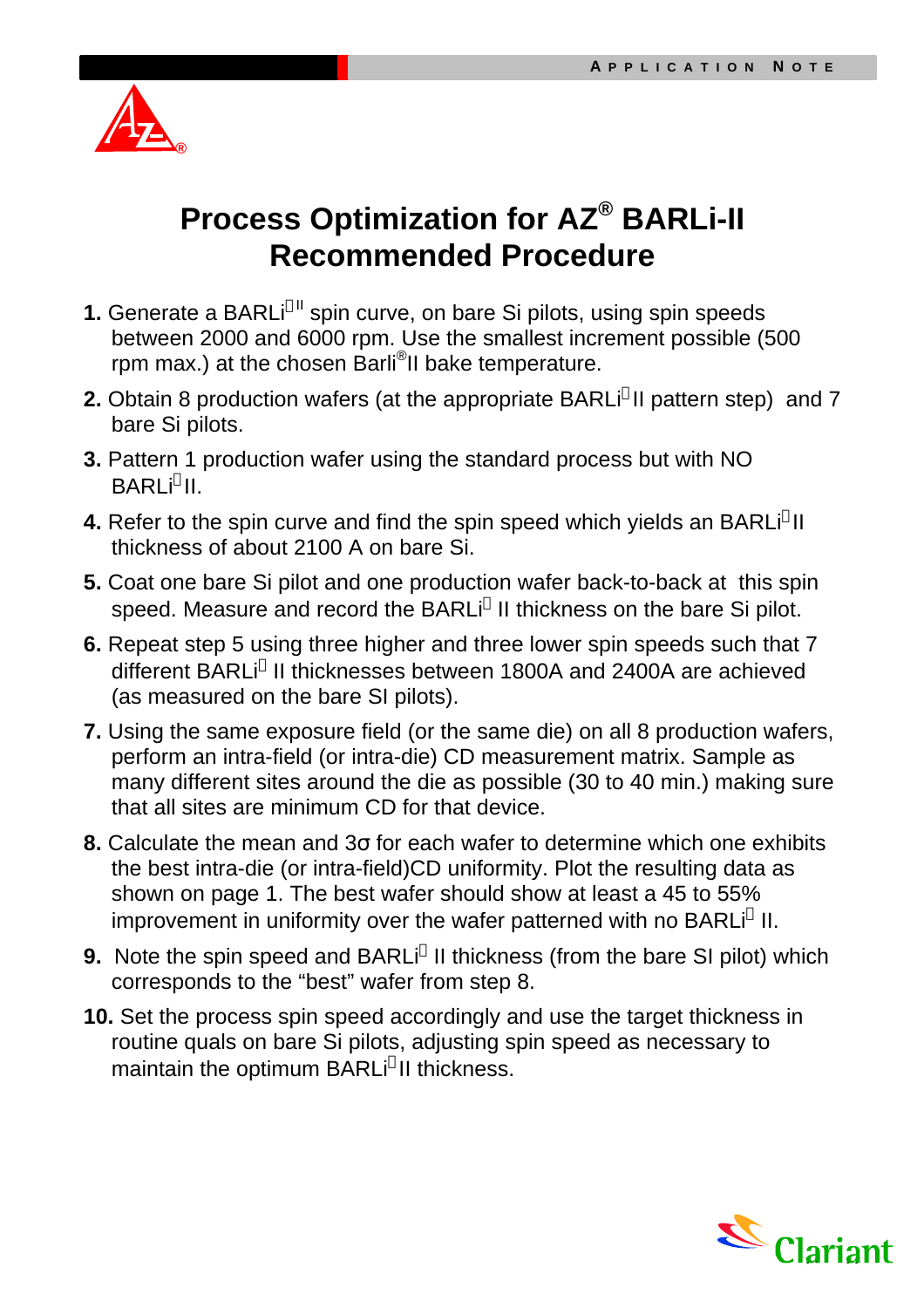# Process Optimization for AZ® BARLi-II Recommended Procedure

1. Generate a BARLi® II spin curve, on bare Si pilots, using spin speeds between 2000 and 6000 rpm. Use the smallest increment possible (500 rpm max.) at the chosen Barli®II bake temperature.
2. Obtain 8 production wafers (at the appropriate BARLi®II pattern step) and 7 bare Si pilots.
3. Pattern 1 production wafer using the standard process but with NO BARLi®II.
4. Refer to the spin curve and find the spin speed which yields an BARLi®II thickness of about 2100 A on bare Si.
5. Coat one bare Si pilot and one production wafer back-to-back at this spin speed. Measure and record the BARLi® II thickness on the bare Si pilot.
6. Repeat step 5 using three higher and three lower spin speeds such that 7 different BARLi® II thicknesses between 1800A and 2400A are achieved (as measured on the bare SI pilots).
7. Using the same exposure field (or the same die) on all 8 production wafers, perform an intra-field (or intra-die) CD measurement matrix. Sample as many different sites around the die as possible (30 to 40 min.) making sure that all sites are minimum CD for that device.
8. Calculate the mean and 3σ for each wafer to determine which one exhibits the best intra-die (or intra-field)CD uniformity. Plot the resulting data as shown on page 1. The best wafer should show at least a 45 to 55% improvement in uniformity over the wafer patterned with no BARLi® II.
9. Note the spin speed and BARLi® II thickness (from the bare SI pilot) which corresponds to the "best" wafer from step 8.
10. Set the process spin speed accordingly and use the target thickness in routine quals on bare Si pilots, adjusting spin speed as necessary to maintain the optimum BARLi®II thickness.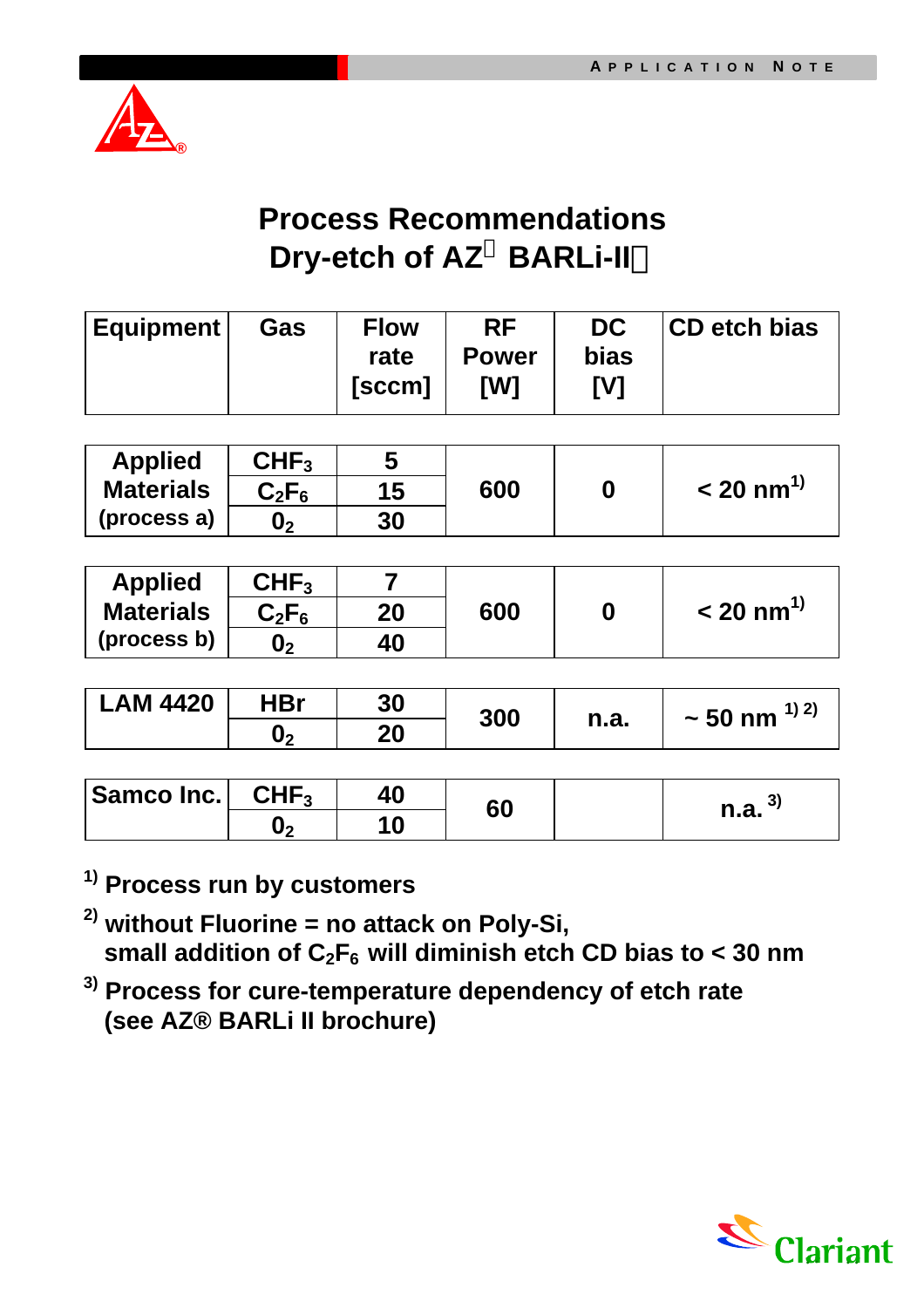# Process Recommendations
# Dry-etch of AZ® BARLi-II®

| Equipment | Gas | Flow rate [sccm] | RF Power [W] | DC bias [V] | CD etch bias |
|---|---|---|---|---|---|
| Applied Materials (process a) | $CHF_3$ | 5 | 600 | 0 | < 20 nm[1] |
| | $C_2F_6$ | 15 | | | |
| | $O_2$ | 30 | | | |
| Applied Materials (process b) | $CHF_3$ | 7 | 600 | 0 | < 20 nm[1] |
| | $C_2F_6$ | 20 | | | |
| | $O_2$ | 40 | | | |
| LAM 4420 | HBr | 30 | 300 | n.a. | ~ 50 nm [1] [2] |
| | $O_2$ | 20 | | | |
| Samco Inc. | $CHF_3$ | 40 | 60 | | n.a. [3] |
| | $O_2$ | 10 | | | |

[1] Process run by customers

[2] without Fluorine = no attack on Poly-Si, small addition of $C_2F_6$ will diminish etch CD bias to < 30 nm

[3] Process for cure-temperature dependency of etch rate (see AZ® BARLi II brochure)